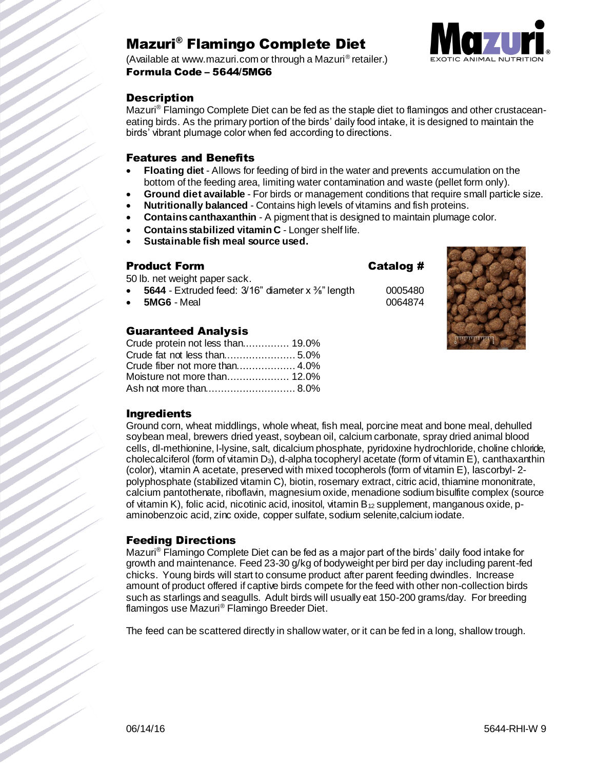# Mazuri® Flamingo Complete Diet

(Available at www.mazuri.com or through a Mazuri® retailer.)

**Formula Code – 5644/5MG6**

## Description

Mazuri® Flamingo Complete Diet can be fed as the staple diet to flamingos and other crustacean-eating birds. As the primary portion of the birds' daily food intake, it is designed to maintain the birds' vibrant plumage color when fed according to directions.

## Features and Benefits

- **Floating diet** - Allows for feeding of bird in the water and prevents accumulation on the bottom of the feeding area, limiting water contamination and waste (pellet form only).
- **Ground diet available** - For birds or management conditions that require small particle size.
- **Nutritionally balanced** - Contains high levels of vitamins and fish proteins.
- **Contains canthaxanthin** - A pigment that is designed to maintain plumage color.
- **Contains stabilized vitamin C** - Longer shelf life.
- **Sustainable fish meal source used.**

## Product Form

50 lb. net weight paper sack.

| Product Form | Catalog # |
|---|---|
| **5644** - Extruded feed: 3/16" diameter x ⅜" length | 0005480 |
| **5MG6** - Meal | 0064874 |

## Guaranteed Analysis

| | |
|---|---|
| Crude protein not less than | 19.0% |
| Crude fat not less than | 5.0% |
| Crude fiber not more than | 4.0% |
| Moisture not more than | 12.0% |
| Ash not more than | 8.0% |

## Ingredients

Ground corn, wheat middlings, whole wheat, fish meal, porcine meat and bone meal, dehulled soybean meal, brewers dried yeast, soybean oil, calcium carbonate, spray dried animal blood cells, dl-methionine, l-lysine, salt, dicalcium phosphate, pyridoxine hydrochloride, choline chloride, cholecalciferol (form of vitamin $D_3$), d-alpha tocopheryl acetate (form of vitamin E), canthaxanthin (color), vitamin A acetate, preserved with mixed tocopherols (form of vitamin E), lascorbyl- 2-polyphosphate (stabilized vitamin C), biotin, rosemary extract, citric acid, thiamine mononitrate, calcium pantothenate, riboflavin, magnesium oxide, menadione sodium bisulfite complex (source of vitamin K), folic acid, nicotinic acid, inositol, vitamin $B_{12}$ supplement, manganous oxide, p-aminobenzoic acid, zinc oxide, copper sulfate, sodium selenite,calcium iodate.

## Feeding Directions

Mazuri® Flamingo Complete Diet can be fed as a major part of the birds' daily food intake for growth and maintenance. Feed 23-30 g/kg of bodyweight per bird per day including parent-fed chicks. Young birds will start to consume product after parent feeding dwindles. Increase amount of product offered if captive birds compete for the feed with other non-collection birds such as starlings and seagulls. Adult birds will usually eat 150-200 grams/day. For breeding flamingos use Mazuri® Flamingo Breeder Diet.

The feed can be scattered directly in shallow water, or it can be fed in a long, shallow trough.

06/14/16 5644-RHI-W 9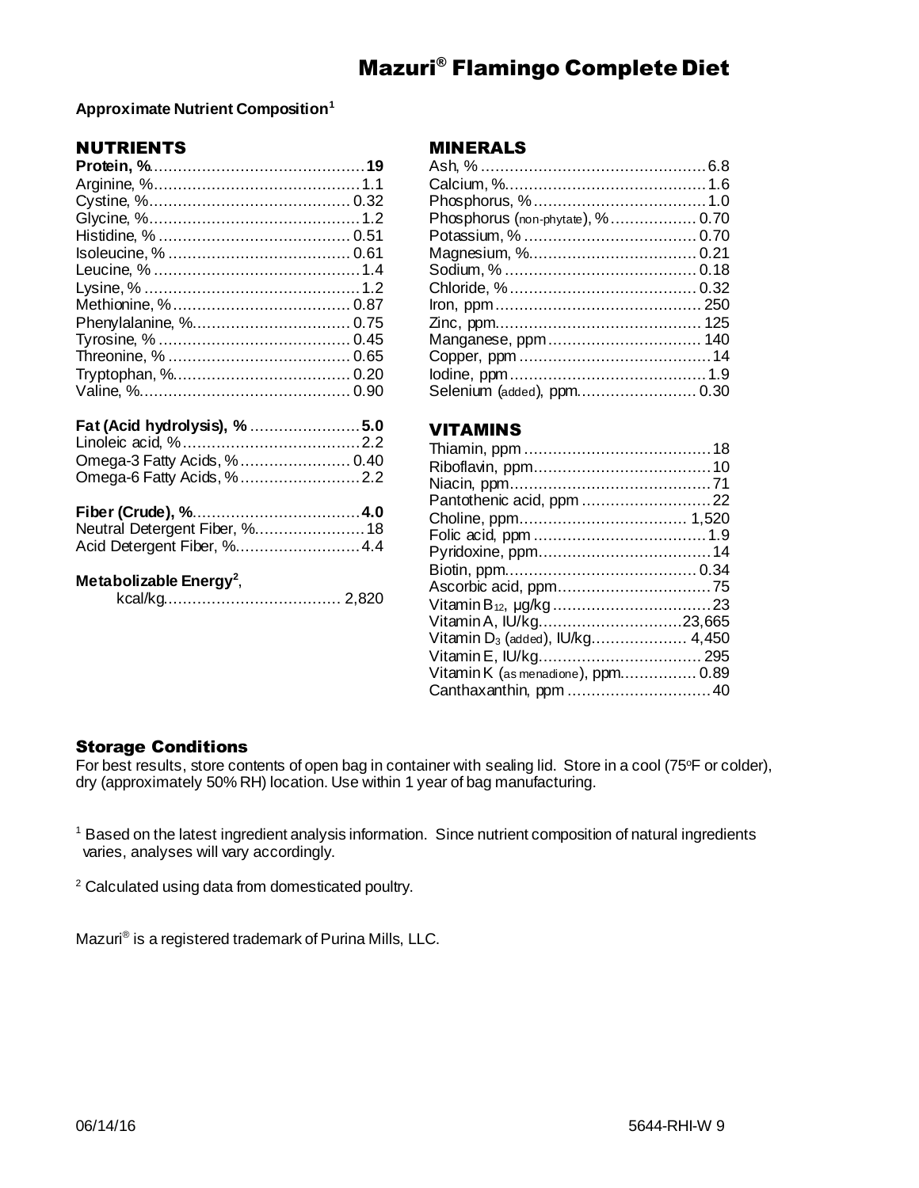# Mazuri® Flamingo Complete Diet

**Approximate Nutrient Composition**[1]

## NUTRIENTS

| | |
|---|---|
| **Protein, %** | **19** |
| Arginine, % | 1.1 |
| Cystine, % | 0.32 |
| Glycine, % | 1.2 |
| Histidine, % | 0.51 |
| Isoleucine, % | 0.61 |
| Leucine, % | 1.4 |
| Lysine, % | 1.2 |
| Methionine, % | 0.87 |
| Phenylalanine, % | 0.75 |
| Tyrosine, % | 0.45 |
| Threonine, % | 0.65 |
| Tryptophan, % | 0.20 |
| Valine, % | 0.90 |
| **Fat (Acid hydrolysis), %** | **5.0** |
| Linoleic acid, % | 2.2 |
| Omega-3 Fatty Acids, % | 0.40 |
| Omega-6 Fatty Acids, % | 2.2 |
| **Fiber (Crude), %** | **4.0** |
| Neutral Detergent Fiber, % | 18 |
| Acid Detergent Fiber, % | 4.4 |
| **Metabolizable Energy**[2], kcal/kg | 2,820 |

## MINERALS

| | |
|---|---|
| Ash, % | 6.8 |
| Calcium, % | 1.6 |
| Phosphorus, % | 1.0 |
| Phosphorus (non-phytate), % | 0.70 |
| Potassium, % | 0.70 |
| Magnesium, % | 0.21 |
| Sodium, % | 0.18 |
| Chloride, % | 0.32 |
| Iron, ppm | 250 |
| Zinc, ppm | 125 |
| Manganese, ppm | 140 |
| Copper, ppm | 14 |
| Iodine, ppm | 1.9 |
| Selenium (added), ppm | 0.30 |

## VITAMINS

| | |
|---|---|
| Thiamin, ppm | 18 |
| Riboflavin, ppm | 10 |
| Niacin, ppm | 71 |
| Pantothenic acid, ppm | 22 |
| Choline, ppm | 1,520 |
| Folic acid, ppm | 1.9 |
| Pyridoxine, ppm | 14 |
| Biotin, ppm | 0.34 |
| Ascorbic acid, ppm | 75 |
| Vitamin $B_{12}$, µg/kg | 23 |
| Vitamin A, IU/kg | 23,665 |
| Vitamin $D_3$ (added), IU/kg | 4,450 |
| Vitamin E, IU/kg | 295 |
| Vitamin K (as menadione), ppm | 0.89 |
| Canthaxanthin, ppm | 40 |

### Storage Conditions

For best results, store contents of open bag in container with sealing lid. Store in a cool (75ºF or colder), dry (approximately 50% RH) location. Use within 1 year of bag manufacturing.

[1] Based on the latest ingredient analysis information. Since nutrient composition of natural ingredients varies, analyses will vary accordingly.

[2] Calculated using data from domesticated poultry.

Mazuri® is a registered trademark of Purina Mills, LLC.

06/14/16

5644-RHI-W 9